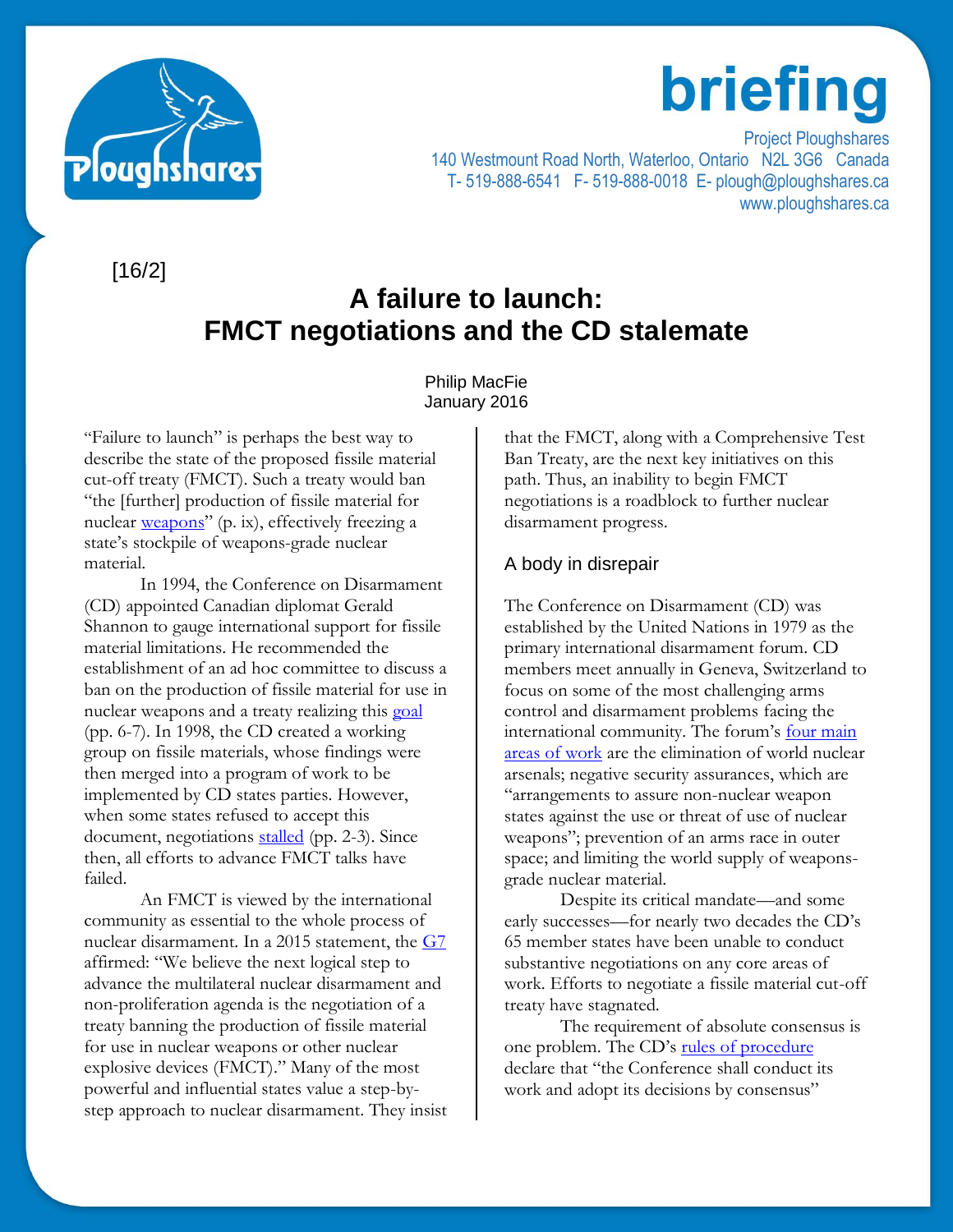# briefing

Project Ploughshares
140 Westmount Road North, Waterloo, Ontario N2L 3G6 Canada
T- 519-888-6541 F- 519-888-0018 E- plough@ploughshares.ca
www.ploughshares.ca

[16/2]

## A failure to launch: FMCT negotiations and the CD stalemate

Philip MacFie
January 2016

"Failure to launch" is perhaps the best way to describe the state of the proposed fissile material cut-off treaty (FMCT). Such a treaty would ban "the [further] production of fissile material for nuclear weapons" (p. ix), effectively freezing a state's stockpile of weapons-grade nuclear material.

In 1994, the Conference on Disarmament (CD) appointed Canadian diplomat Gerald Shannon to gauge international support for fissile material limitations. He recommended the establishment of an ad hoc committee to discuss a ban on the production of fissile material for use in nuclear weapons and a treaty realizing this goal (pp. 6-7). In 1998, the CD created a working group on fissile materials, whose findings were then merged into a program of work to be implemented by CD states parties. However, when some states refused to accept this document, negotiations stalled (pp. 2-3). Since then, all efforts to advance FMCT talks have failed.

An FMCT is viewed by the international community as essential to the whole process of nuclear disarmament. In a 2015 statement, the G7 affirmed: "We believe the next logical step to advance the multilateral nuclear disarmament and non-proliferation agenda is the negotiation of a treaty banning the production of fissile material for use in nuclear weapons or other nuclear explosive devices (FMCT)." Many of the most powerful and influential states value a step-by-step approach to nuclear disarmament. They insist that the FMCT, along with a Comprehensive Test Ban Treaty, are the next key initiatives on this path. Thus, an inability to begin FMCT negotiations is a roadblock to further nuclear disarmament progress.

### A body in disrepair

The Conference on Disarmament (CD) was established by the United Nations in 1979 as the primary international disarmament forum. CD members meet annually in Geneva, Switzerland to focus on some of the most challenging arms control and disarmament problems facing the international community. The forum's four main areas of work are the elimination of world nuclear arsenals; negative security assurances, which are "arrangements to assure non-nuclear weapon states against the use or threat of use of nuclear weapons"; prevention of an arms race in outer space; and limiting the world supply of weapons-grade nuclear material.

Despite its critical mandate—and some early successes—for nearly two decades the CD's 65 member states have been unable to conduct substantive negotiations on any core areas of work. Efforts to negotiate a fissile material cut-off treaty have stagnated.

The requirement of absolute consensus is one problem. The CD's rules of procedure declare that "the Conference shall conduct its work and adopt its decisions by consensus"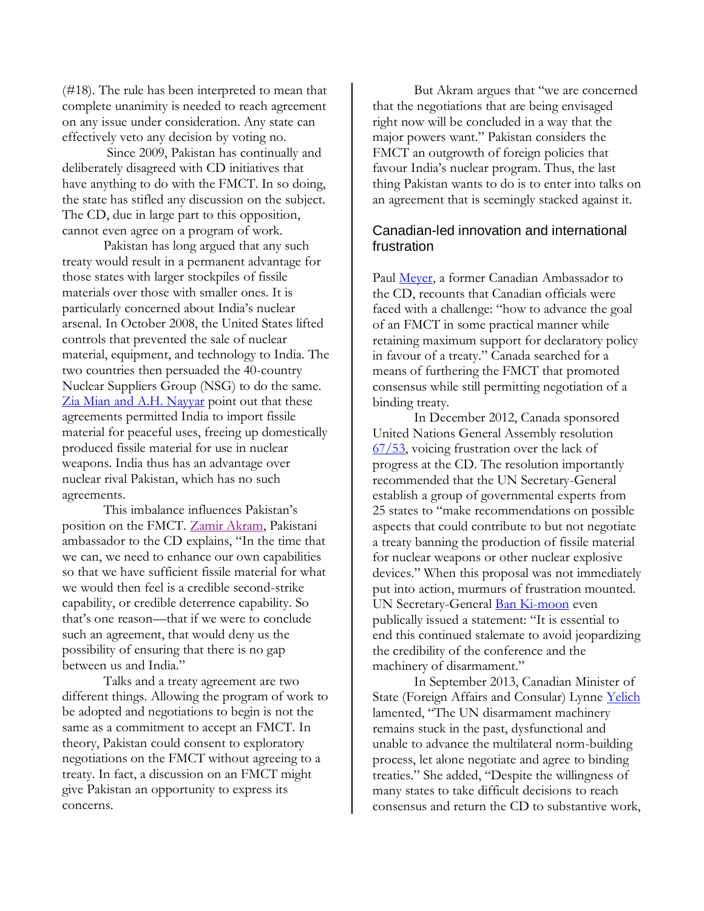(#18). The rule has been interpreted to mean that complete unanimity is needed to reach agreement on any issue under consideration. Any state can effectively veto any decision by voting no.

Since 2009, Pakistan has continually and deliberately disagreed with CD initiatives that have anything to do with the FMCT. In so doing, the state has stifled any discussion on the subject. The CD, due in large part to this opposition, cannot even agree on a program of work.

Pakistan has long argued that any such treaty would result in a permanent advantage for those states with larger stockpiles of fissile materials over those with smaller ones. It is particularly concerned about India's nuclear arsenal. In October 2008, the United States lifted controls that prevented the sale of nuclear material, equipment, and technology to India. The two countries then persuaded the 40-country Nuclear Suppliers Group (NSG) to do the same. Zia Mian and A.H. Nayyar point out that these agreements permitted India to import fissile material for peaceful uses, freeing up domestically produced fissile material for use in nuclear weapons. India thus has an advantage over nuclear rival Pakistan, which has no such agreements.

This imbalance influences Pakistan's position on the FMCT. Zamir Akram, Pakistani ambassador to the CD explains, "In the time that we can, we need to enhance our own capabilities so that we have sufficient fissile material for what we would then feel is a credible second-strike capability, or credible deterrence capability. So that's one reason—that if we were to conclude such an agreement, that would deny us the possibility of ensuring that there is no gap between us and India."

Talks and a treaty agreement are two different things. Allowing the program of work to be adopted and negotiations to begin is not the same as a commitment to accept an FMCT. In theory, Pakistan could consent to exploratory negotiations on the FMCT without agreeing to a treaty. In fact, a discussion on an FMCT might give Pakistan an opportunity to express its concerns.

But Akram argues that "we are concerned that the negotiations that are being envisaged right now will be concluded in a way that the major powers want." Pakistan considers the FMCT an outgrowth of foreign policies that favour India's nuclear program. Thus, the last thing Pakistan wants to do is to enter into talks on an agreement that is seemingly stacked against it.

## Canadian-led innovation and international frustration

Paul Meyer, a former Canadian Ambassador to the CD, recounts that Canadian officials were faced with a challenge: "how to advance the goal of an FMCT in some practical manner while retaining maximum support for declaratory policy in favour of a treaty." Canada searched for a means of furthering the FMCT that promoted consensus while still permitting negotiation of a binding treaty.

In December 2012, Canada sponsored United Nations General Assembly resolution 67/53, voicing frustration over the lack of progress at the CD. The resolution importantly recommended that the UN Secretary-General establish a group of governmental experts from 25 states to "make recommendations on possible aspects that could contribute to but not negotiate a treaty banning the production of fissile material for nuclear weapons or other nuclear explosive devices." When this proposal was not immediately put into action, murmurs of frustration mounted. UN Secretary-General Ban Ki-moon even publically issued a statement: "It is essential to end this continued stalemate to avoid jeopardizing the credibility of the conference and the machinery of disarmament."

In September 2013, Canadian Minister of State (Foreign Affairs and Consular) Lynne Yelich lamented, "The UN disarmament machinery remains stuck in the past, dysfunctional and unable to advance the multilateral norm-building process, let alone negotiate and agree to binding treaties." She added, "Despite the willingness of many states to take difficult decisions to reach consensus and return the CD to substantive work,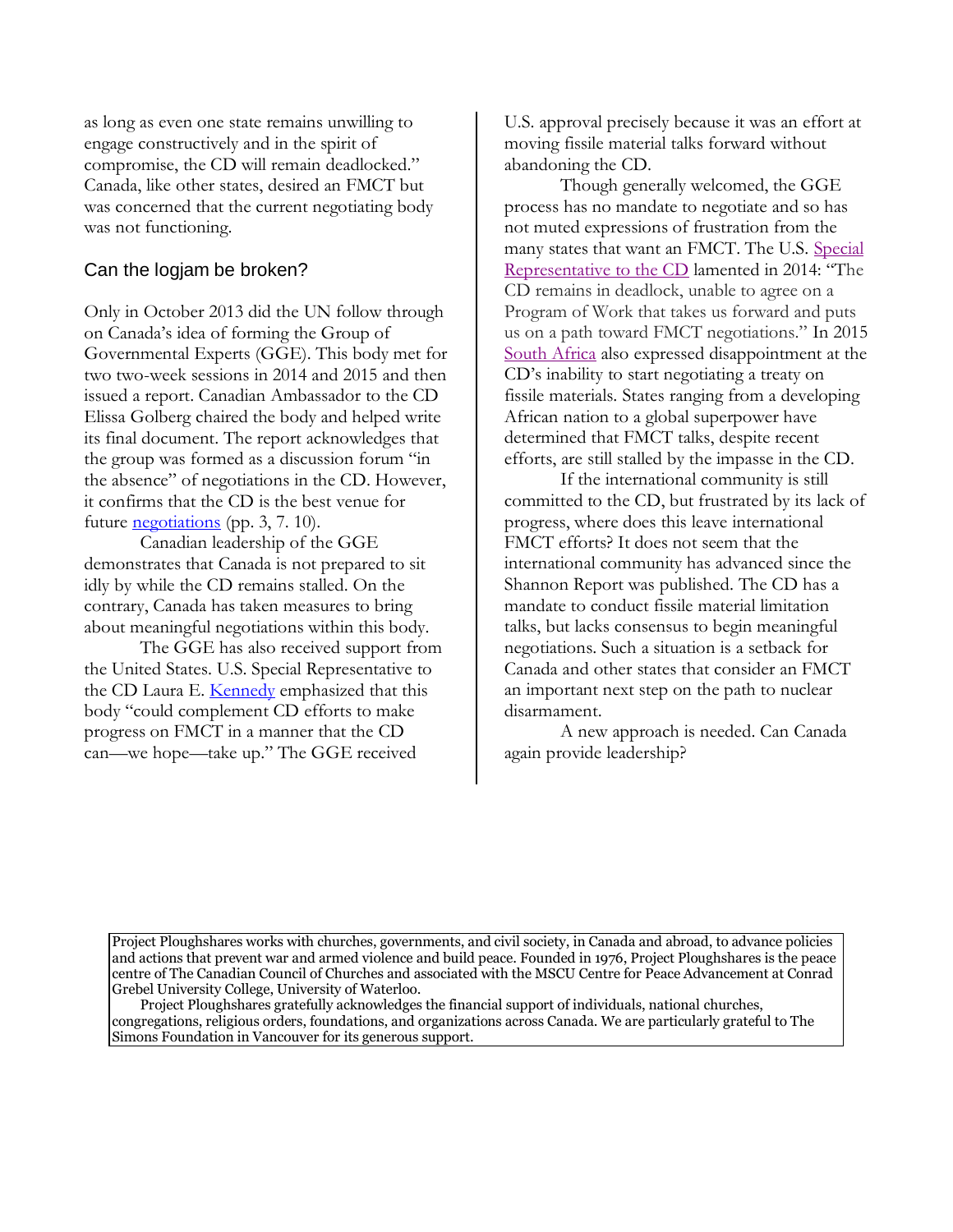as long as even one state remains unwilling to engage constructively and in the spirit of compromise, the CD will remain deadlocked." Canada, like other states, desired an FMCT but was concerned that the current negotiating body was not functioning.

## Can the logjam be broken?

Only in October 2013 did the UN follow through on Canada's idea of forming the Group of Governmental Experts (GGE). This body met for two two-week sessions in 2014 and 2015 and then issued a report. Canadian Ambassador to the CD Elissa Golberg chaired the body and helped write its final document. The report acknowledges that the group was formed as a discussion forum "in the absence" of negotiations in the CD. However, it confirms that the CD is the best venue for future negotiations (pp. 3, 7. 10).

Canadian leadership of the GGE demonstrates that Canada is not prepared to sit idly by while the CD remains stalled. On the contrary, Canada has taken measures to bring about meaningful negotiations within this body.

The GGE has also received support from the United States. U.S. Special Representative to the CD Laura E. Kennedy emphasized that this body "could complement CD efforts to make progress on FMCT in a manner that the CD can—we hope—take up." The GGE received U.S. approval precisely because it was an effort at moving fissile material talks forward without abandoning the CD.

Though generally welcomed, the GGE process has no mandate to negotiate and so has not muted expressions of frustration from the many states that want an FMCT. The U.S. Special Representative to the CD lamented in 2014: "The CD remains in deadlock, unable to agree on a Program of Work that takes us forward and puts us on a path toward FMCT negotiations." In 2015 South Africa also expressed disappointment at the CD's inability to start negotiating a treaty on fissile materials. States ranging from a developing African nation to a global superpower have determined that FMCT talks, despite recent efforts, are still stalled by the impasse in the CD.

If the international community is still committed to the CD, but frustrated by its lack of progress, where does this leave international FMCT efforts? It does not seem that the international community has advanced since the Shannon Report was published. The CD has a mandate to conduct fissile material limitation talks, but lacks consensus to begin meaningful negotiations. Such a situation is a setback for Canada and other states that consider an FMCT an important next step on the path to nuclear disarmament.

A new approach is needed. Can Canada again provide leadership?

Project Ploughshares works with churches, governments, and civil society, in Canada and abroad, to advance policies and actions that prevent war and armed violence and build peace. Founded in 1976, Project Ploughshares is the peace centre of The Canadian Council of Churches and associated with the MSCU Centre for Peace Advancement at Conrad Grebel University College, University of Waterloo.

Project Ploughshares gratefully acknowledges the financial support of individuals, national churches, congregations, religious orders, foundations, and organizations across Canada. We are particularly grateful to The Simons Foundation in Vancouver for its generous support.